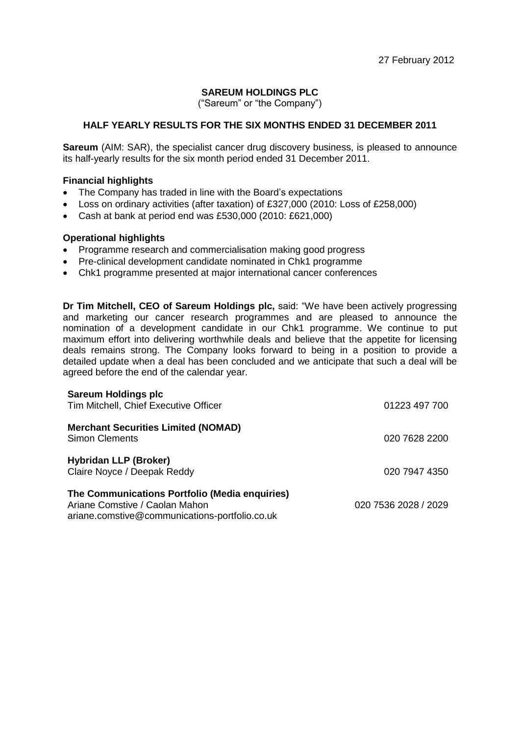27 February 2012

**SAREUM HOLDINGS PLC**

("Sareum" or "the Company")

**HALF YEARLY RESULTS FOR THE SIX MONTHS ENDED 31 DECEMBER 2011**

**Sareum** (AIM: SAR), the specialist cancer drug discovery business, is pleased to announce its half-yearly results for the six month period ended 31 December 2011.

**Financial highlights**

- The Company has traded in line with the Board's expectations
- Loss on ordinary activities (after taxation) of £327,000 (2010: Loss of £258,000)
- Cash at bank at period end was £530,000 (2010: £621,000)

**Operational highlights**

- Programme research and commercialisation making good progress
- Pre-clinical development candidate nominated in Chk1 programme
- Chk1 programme presented at major international cancer conferences

**Dr Tim Mitchell, CEO of Sareum Holdings plc,** said: "We have been actively progressing and marketing our cancer research programmes and are pleased to announce the nomination of a development candidate in our Chk1 programme. We continue to put maximum effort into delivering worthwhile deals and believe that the appetite for licensing deals remains strong. The Company looks forward to being in a position to provide a detailed update when a deal has been concluded and we anticipate that such a deal will be agreed before the end of the calendar year.

**Sareum Holdings plc**
Tim Mitchell, Chief Executive Officer 01223 497 700

**Merchant Securities Limited (NOMAD)**
Simon Clements 020 7628 2200

**Hybridan LLP (Broker)**
Claire Noyce / Deepak Reddy 020 7947 4350

**The Communications Portfolio (Media enquiries)**
Ariane Comstive / Caolan Mahon 020 7536 2028 / 2029
ariane.comstive@communications-portfolio.co.uk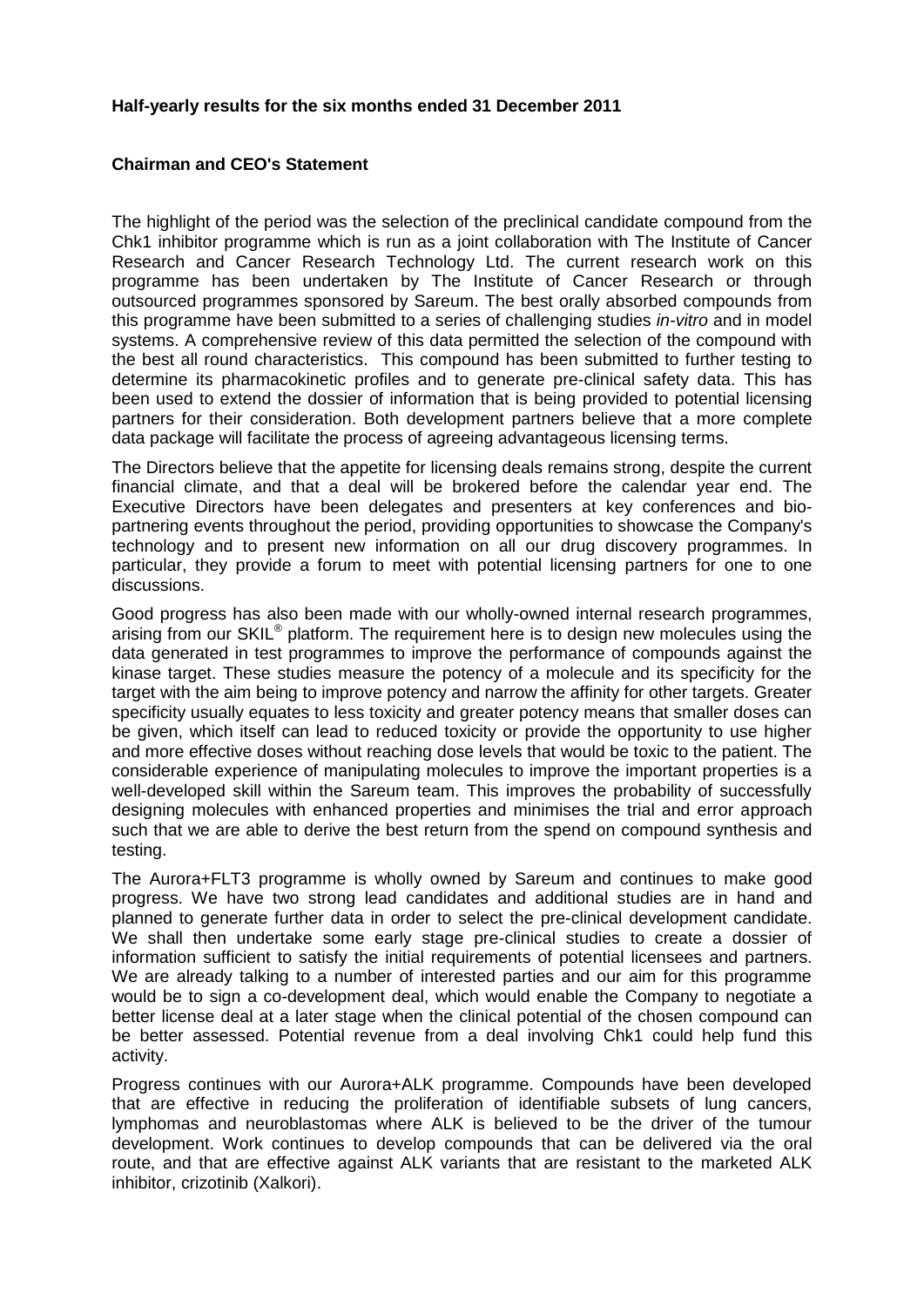**Half-yearly results for the six months ended 31 December 2011**

**Chairman and CEO's Statement**

The highlight of the period was the selection of the preclinical candidate compound from the Chk1 inhibitor programme which is run as a joint collaboration with The Institute of Cancer Research and Cancer Research Technology Ltd. The current research work on this programme has been undertaken by The Institute of Cancer Research or through outsourced programmes sponsored by Sareum. The best orally absorbed compounds from this programme have been submitted to a series of challenging studies *in-vitro* and in model systems. A comprehensive review of this data permitted the selection of the compound with the best all round characteristics. This compound has been submitted to further testing to determine its pharmacokinetic profiles and to generate pre-clinical safety data. This has been used to extend the dossier of information that is being provided to potential licensing partners for their consideration. Both development partners believe that a more complete data package will facilitate the process of agreeing advantageous licensing terms.

The Directors believe that the appetite for licensing deals remains strong, despite the current financial climate, and that a deal will be brokered before the calendar year end. The Executive Directors have been delegates and presenters at key conferences and bio-partnering events throughout the period, providing opportunities to showcase the Company's technology and to present new information on all our drug discovery programmes. In particular, they provide a forum to meet with potential licensing partners for one to one discussions.

Good progress has also been made with our wholly-owned internal research programmes, arising from our SKIL® platform. The requirement here is to design new molecules using the data generated in test programmes to improve the performance of compounds against the kinase target. These studies measure the potency of a molecule and its specificity for the target with the aim being to improve potency and narrow the affinity for other targets. Greater specificity usually equates to less toxicity and greater potency means that smaller doses can be given, which itself can lead to reduced toxicity or provide the opportunity to use higher and more effective doses without reaching dose levels that would be toxic to the patient. The considerable experience of manipulating molecules to improve the important properties is a well-developed skill within the Sareum team. This improves the probability of successfully designing molecules with enhanced properties and minimises the trial and error approach such that we are able to derive the best return from the spend on compound synthesis and testing.

The Aurora+FLT3 programme is wholly owned by Sareum and continues to make good progress. We have two strong lead candidates and additional studies are in hand and planned to generate further data in order to select the pre-clinical development candidate. We shall then undertake some early stage pre-clinical studies to create a dossier of information sufficient to satisfy the initial requirements of potential licensees and partners. We are already talking to a number of interested parties and our aim for this programme would be to sign a co-development deal, which would enable the Company to negotiate a better license deal at a later stage when the clinical potential of the chosen compound can be better assessed. Potential revenue from a deal involving Chk1 could help fund this activity.

Progress continues with our Aurora+ALK programme. Compounds have been developed that are effective in reducing the proliferation of identifiable subsets of lung cancers, lymphomas and neuroblastomas where ALK is believed to be the driver of the tumour development. Work continues to develop compounds that can be delivered via the oral route, and that are effective against ALK variants that are resistant to the marketed ALK inhibitor, crizotinib (Xalkori).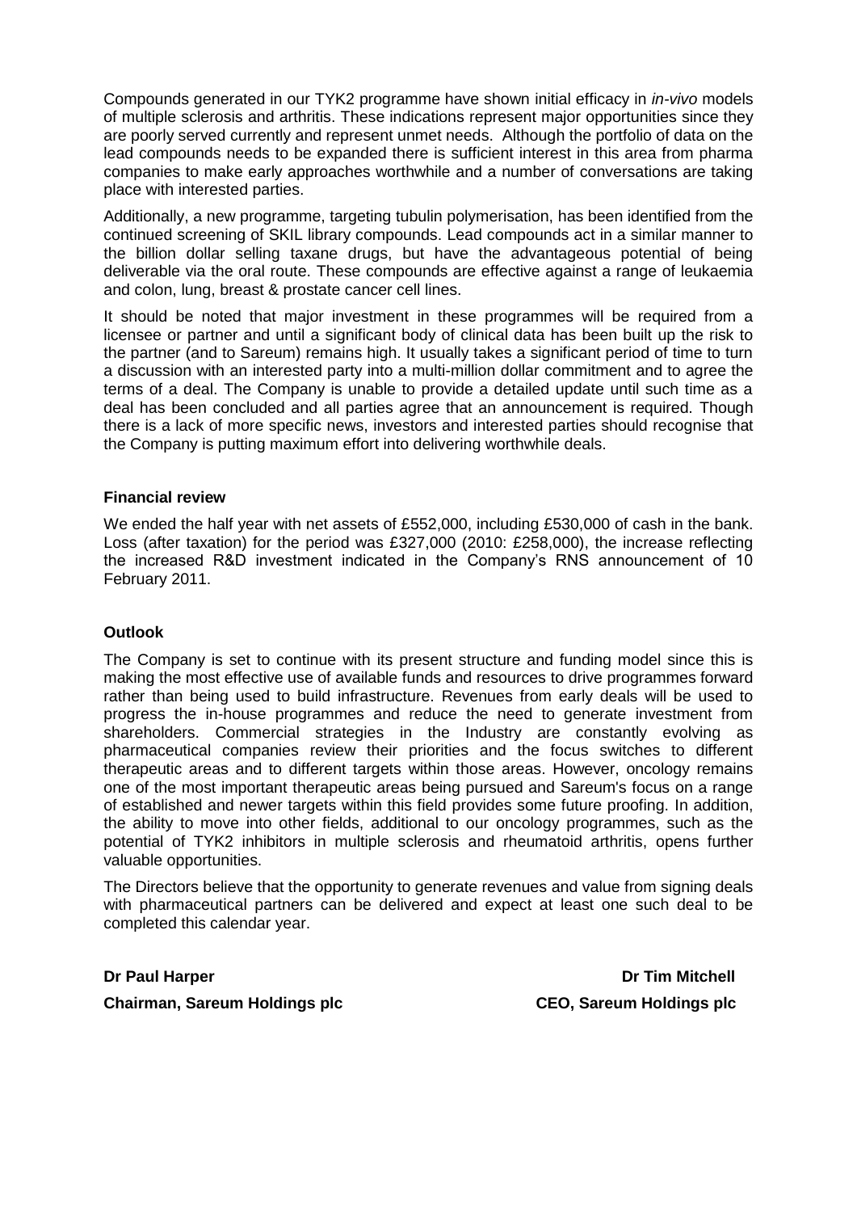Compounds generated in our TYK2 programme have shown initial efficacy in *in-vivo* models of multiple sclerosis and arthritis. These indications represent major opportunities since they are poorly served currently and represent unmet needs. Although the portfolio of data on the lead compounds needs to be expanded there is sufficient interest in this area from pharma companies to make early approaches worthwhile and a number of conversations are taking place with interested parties.

Additionally, a new programme, targeting tubulin polymerisation, has been identified from the continued screening of SKIL library compounds. Lead compounds act in a similar manner to the billion dollar selling taxane drugs, but have the advantageous potential of being deliverable via the oral route. These compounds are effective against a range of leukaemia and colon, lung, breast & prostate cancer cell lines.

It should be noted that major investment in these programmes will be required from a licensee or partner and until a significant body of clinical data has been built up the risk to the partner (and to Sareum) remains high. It usually takes a significant period of time to turn a discussion with an interested party into a multi-million dollar commitment and to agree the terms of a deal. The Company is unable to provide a detailed update until such time as a deal has been concluded and all parties agree that an announcement is required. Though there is a lack of more specific news, investors and interested parties should recognise that the Company is putting maximum effort into delivering worthwhile deals.

**Financial review**

We ended the half year with net assets of £552,000, including £530,000 of cash in the bank. Loss (after taxation) for the period was £327,000 (2010: £258,000), the increase reflecting the increased R&D investment indicated in the Company's RNS announcement of 10 February 2011.

**Outlook**

The Company is set to continue with its present structure and funding model since this is making the most effective use of available funds and resources to drive programmes forward rather than being used to build infrastructure. Revenues from early deals will be used to progress the in-house programmes and reduce the need to generate investment from shareholders. Commercial strategies in the Industry are constantly evolving as pharmaceutical companies review their priorities and the focus switches to different therapeutic areas and to different targets within those areas. However, oncology remains one of the most important therapeutic areas being pursued and Sareum's focus on a range of established and newer targets within this field provides some future proofing. In addition, the ability to move into other fields, additional to our oncology programmes, such as the potential of TYK2 inhibitors in multiple sclerosis and rheumatoid arthritis, opens further valuable opportunities.

The Directors believe that the opportunity to generate revenues and value from signing deals with pharmaceutical partners can be delivered and expect at least one such deal to be completed this calendar year.

**Dr Paul Harper**
**Chairman, Sareum Holdings plc**

**Dr Tim Mitchell**
**CEO, Sareum Holdings plc**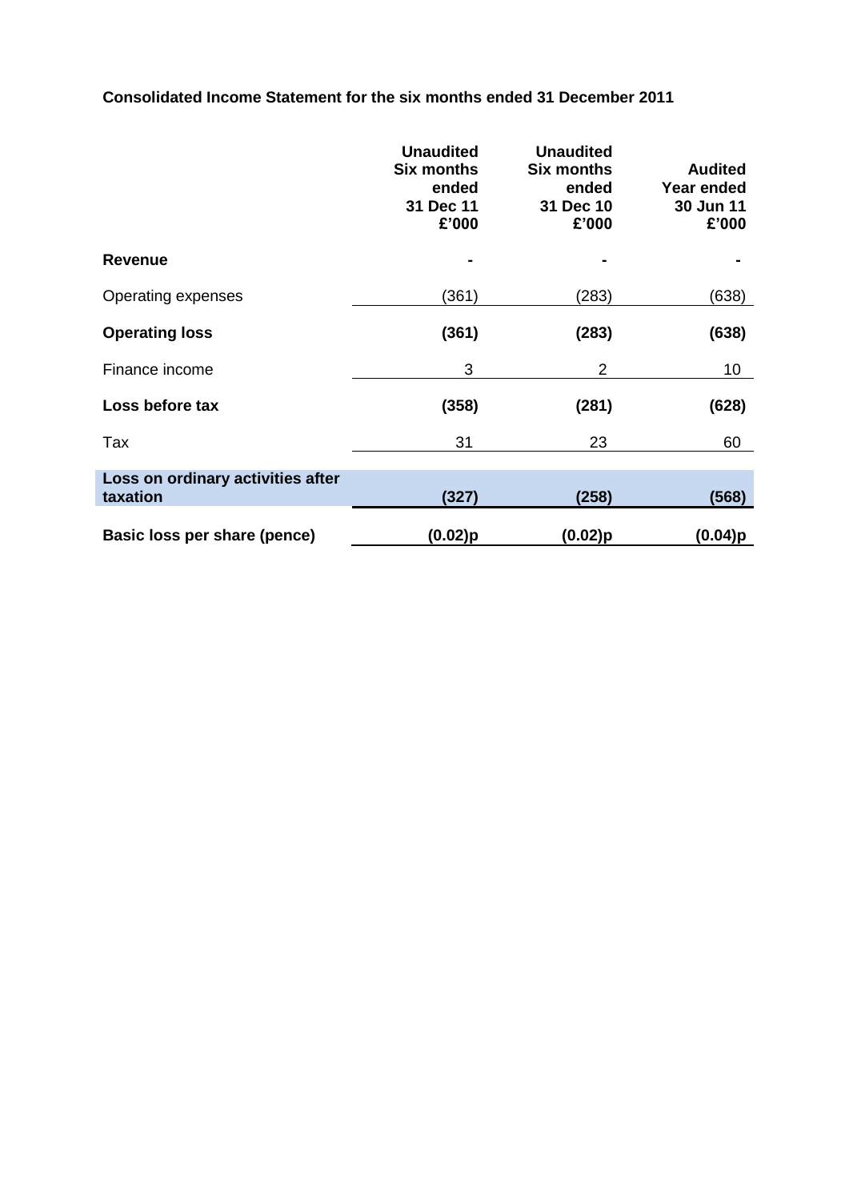**Consolidated Income Statement for the six months ended 31 December 2011**

| | Unaudited Six months ended 31 Dec 11 £'000 | Unaudited Six months ended 31 Dec 10 £'000 | Audited Year ended 30 Jun 11 £'000 |
|---|---|---|---|
| **Revenue** | **-** | **-** | **-** |
| Operating expenses | (361) | (283) | (638) |
| **Operating loss** | **(361)** | **(283)** | **(638)** |
| Finance income | 3 | 2 | 10 |
| **Loss before tax** | **(358)** | **(281)** | **(628)** |
| Tax | 31 | 23 | 60 |
| **Loss on ordinary activities after taxation** | **(327)** | **(258)** | **(568)** |
| **Basic loss per share (pence)** | **(0.02)p** | **(0.02)p** | **(0.04)p** |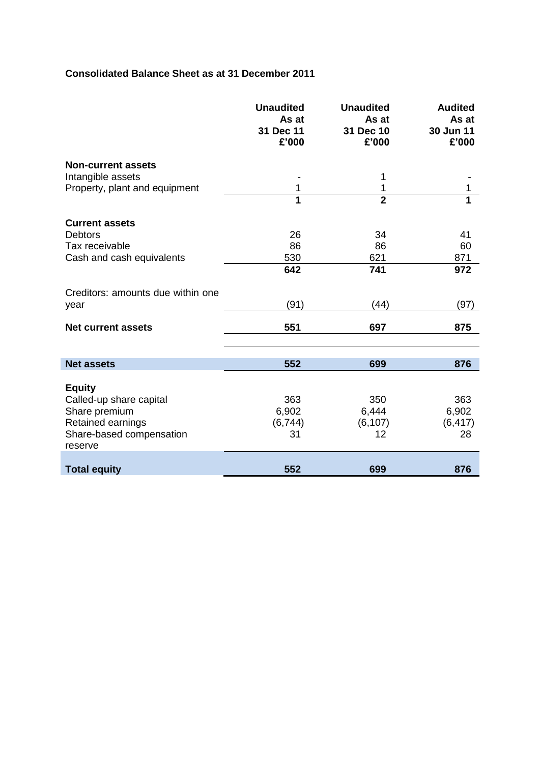**Consolidated Balance Sheet as at 31 December 2011**

| | Unaudited As at 31 Dec 11 £'000 | Unaudited As at 31 Dec 10 £'000 | Audited As at 30 Jun 11 £'000 |
|---|---|---|---|
| **Non-current assets** | | | |
| Intangible assets | - | 1 | - |
| Property, plant and equipment | 1 | 1 | 1 |
| | **1** | **2** | **1** |
| **Current assets** | | | |
| Debtors | 26 | 34 | 41 |
| Tax receivable | 86 | 86 | 60 |
| Cash and cash equivalents | 530 | 621 | 871 |
| | **642** | **741** | **972** |
| Creditors: amounts due within one year | (91) | (44) | (97) |
| **Net current assets** | **551** | **697** | **875** |
| **Net assets** | **552** | **699** | **876** |
| **Equity** | | | |
| Called-up share capital | 363 | 350 | 363 |
| Share premium | 6,902 | 6,444 | 6,902 |
| Retained earnings | (6,744) | (6,107) | (6,417) |
| Share-based compensation reserve | 31 | 12 | 28 |
| **Total equity** | **552** | **699** | **876** |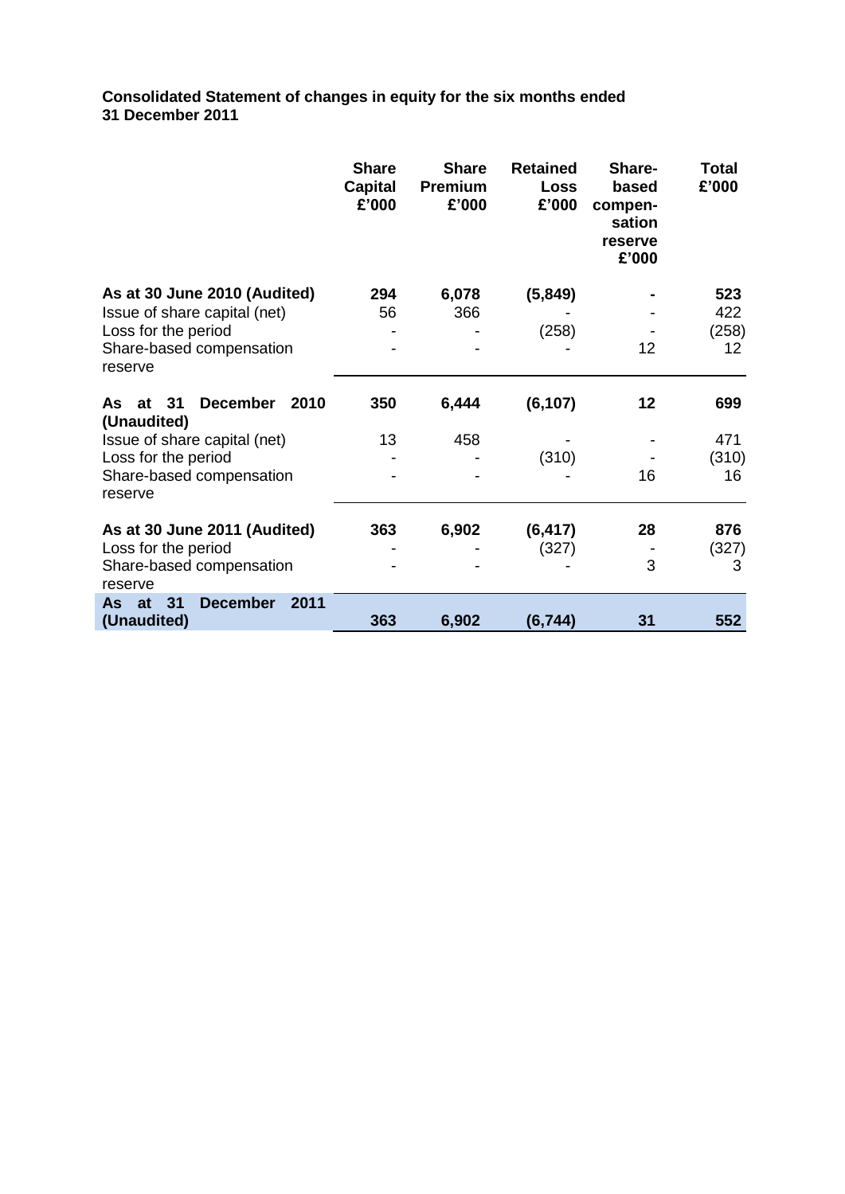**Consolidated Statement of changes in equity for the six months ended 31 December 2011**

| | Share Capital £'000 | Share Premium £'000 | Retained Loss £'000 | Share-based compen-sation reserve £'000 | Total £'000 |
|---|---|---|---|---|---|
| **As at 30 June 2010 (Audited)** | **294** | **6,078** | **(5,849)** | **-** | **523** |
| Issue of share capital (net) | 56 | 366 | - | - | 422 |
| Loss for the period | - | - | (258) | - | (258) |
| Share-based compensation reserve | - | - | - | 12 | 12 |
| **As at 31 December 2010 (Unaudited)** | **350** | **6,444** | **(6,107)** | **12** | **699** |
| Issue of share capital (net) | 13 | 458 | - | - | 471 |
| Loss for the period | - | - | (310) | - | (310) |
| Share-based compensation reserve | - | - | - | 16 | 16 |
| **As at 30 June 2011 (Audited)** | **363** | **6,902** | **(6,417)** | **28** | **876** |
| Loss for the period | - | - | (327) | - | (327) |
| Share-based compensation reserve | - | - | - | 3 | 3 |
| **As at 31 December 2011 (Unaudited)** | **363** | **6,902** | **(6,744)** | **31** | **552** |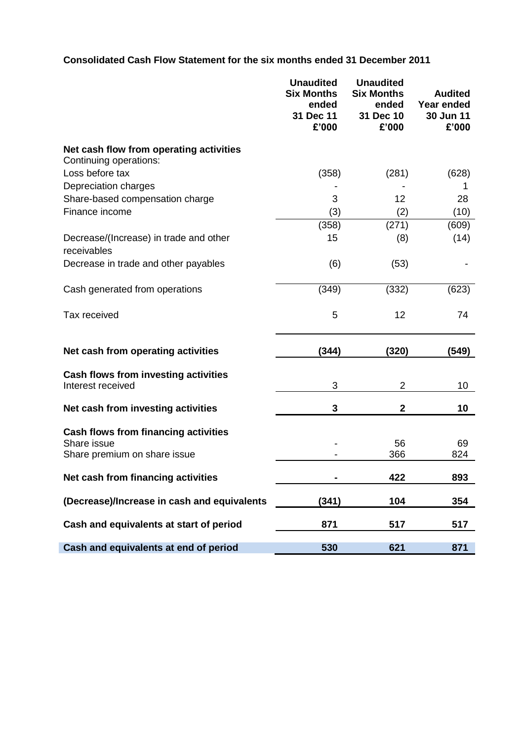**Consolidated Cash Flow Statement for the six months ended 31 December 2011**

| | Unaudited Six Months ended 31 Dec 11 £'000 | Unaudited Six Months ended 31 Dec 10 £'000 | Audited Year ended 30 Jun 11 £'000 |
|---|---|---|---|
| **Net cash flow from operating activities** | | | |
| Continuing operations: | | | |
| Loss before tax | (358) | (281) | (628) |
| Depreciation charges | - | - | 1 |
| Share-based compensation charge | 3 | 12 | 28 |
| Finance income | (3) | (2) | (10) |
| | (358) | (271) | (609) |
| Decrease/(Increase) in trade and other receivables | 15 | (8) | (14) |
| Decrease in trade and other payables | (6) | (53) | - |
| Cash generated from operations | (349) | (332) | (623) |
| Tax received | 5 | 12 | 74 |
| **Net cash from operating activities** | **(344)** | **(320)** | **(549)** |
| **Cash flows from investing activities** | | | |
| Interest received | 3 | 2 | 10 |
| **Net cash from investing activities** | **3** | **2** | **10** |
| **Cash flows from financing activities** | | | |
| Share issue | - | 56 | 69 |
| Share premium on share issue | - | 366 | 824 |
| **Net cash from financing activities** | **-** | **422** | **893** |
| **(Decrease)/Increase in cash and equivalents** | **(341)** | **104** | **354** |
| **Cash and equivalents at start of period** | **871** | **517** | **517** |
| **Cash and equivalents at end of period** | **530** | **621** | **871** |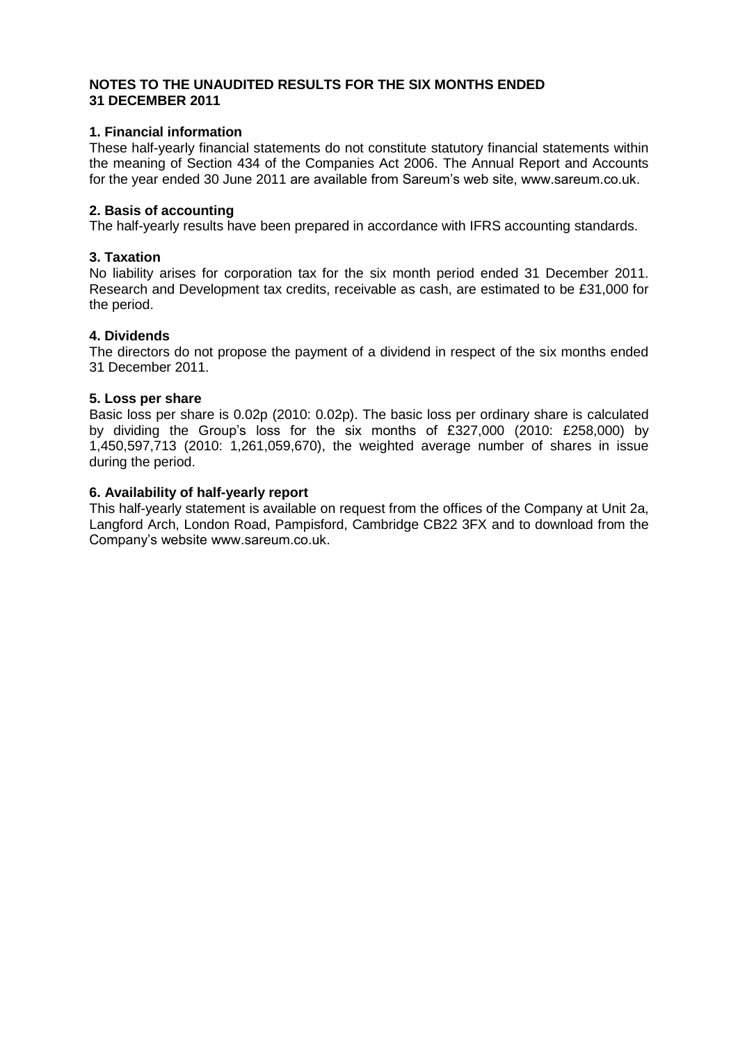# NOTES TO THE UNAUDITED RESULTS FOR THE SIX MONTHS ENDED 31 DECEMBER 2011

## 1. Financial information

These half-yearly financial statements do not constitute statutory financial statements within the meaning of Section 434 of the Companies Act 2006. The Annual Report and Accounts for the year ended 30 June 2011 are available from Sareum's web site, www.sareum.co.uk.

## 2. Basis of accounting

The half-yearly results have been prepared in accordance with IFRS accounting standards.

## 3. Taxation

No liability arises for corporation tax for the six month period ended 31 December 2011. Research and Development tax credits, receivable as cash, are estimated to be £31,000 for the period.

## 4. Dividends

The directors do not propose the payment of a dividend in respect of the six months ended 31 December 2011.

## 5. Loss per share

Basic loss per share is 0.02p (2010: 0.02p). The basic loss per ordinary share is calculated by dividing the Group's loss for the six months of £327,000 (2010: £258,000) by 1,450,597,713 (2010: 1,261,059,670), the weighted average number of shares in issue during the period.

## 6. Availability of half-yearly report

This half-yearly statement is available on request from the offices of the Company at Unit 2a, Langford Arch, London Road, Pampisford, Cambridge CB22 3FX and to download from the Company's website www.sareum.co.uk.